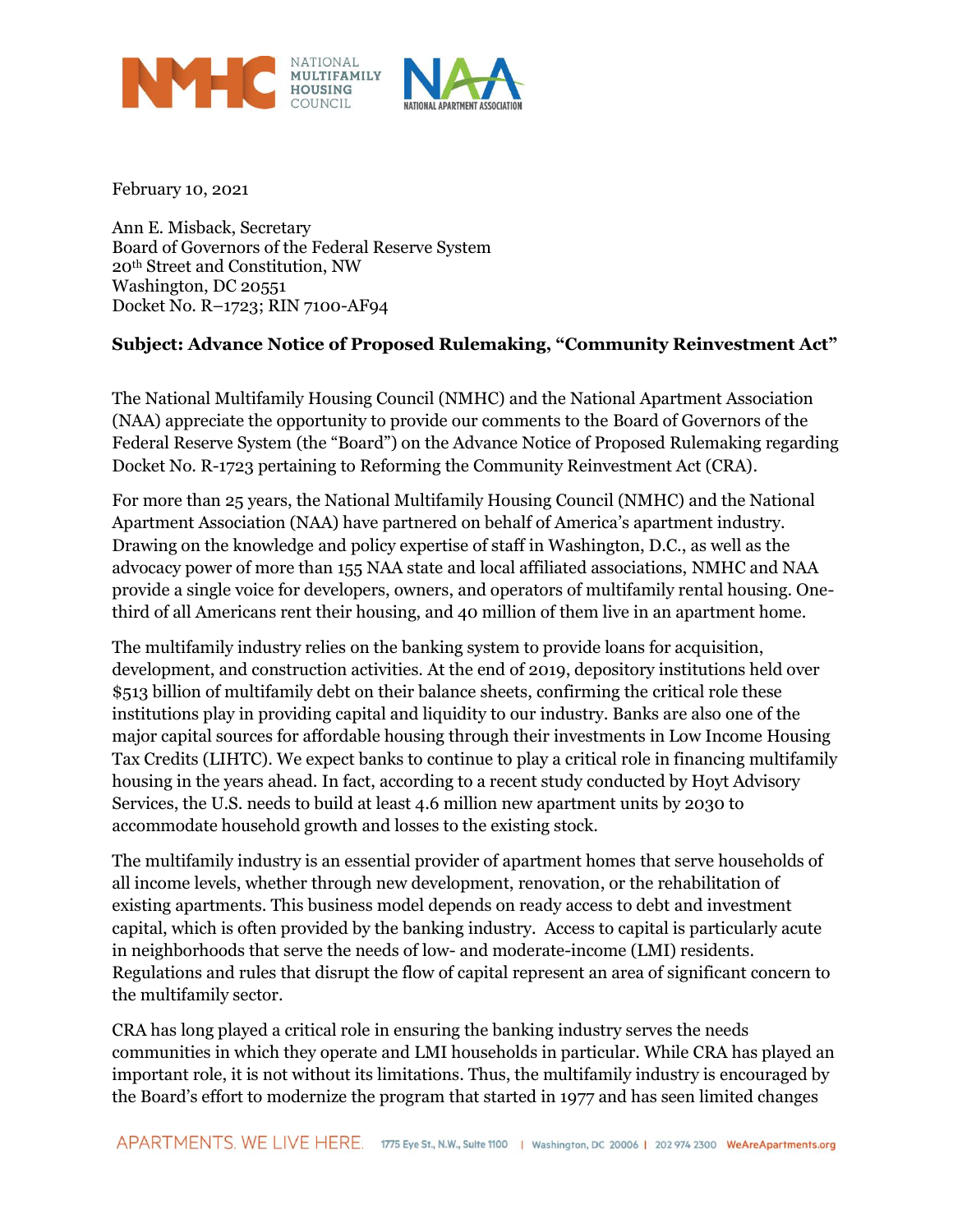February 10, 2021

Ann E. Misback, Secretary
Board of Governors of the Federal Reserve System
20th Street and Constitution, NW
Washington, DC 20551
Docket No. R–1723; RIN 7100-AF94

**Subject: Advance Notice of Proposed Rulemaking, "Community Reinvestment Act"**

The National Multifamily Housing Council (NMHC) and the National Apartment Association (NAA) appreciate the opportunity to provide our comments to the Board of Governors of the Federal Reserve System (the "Board") on the Advance Notice of Proposed Rulemaking regarding Docket No. R-1723 pertaining to Reforming the Community Reinvestment Act (CRA).

For more than 25 years, the National Multifamily Housing Council (NMHC) and the National Apartment Association (NAA) have partnered on behalf of America's apartment industry. Drawing on the knowledge and policy expertise of staff in Washington, D.C., as well as the advocacy power of more than 155 NAA state and local affiliated associations, NMHC and NAA provide a single voice for developers, owners, and operators of multifamily rental housing. One-third of all Americans rent their housing, and 40 million of them live in an apartment home.

The multifamily industry relies on the banking system to provide loans for acquisition, development, and construction activities. At the end of 2019, depository institutions held over $513 billion of multifamily debt on their balance sheets, confirming the critical role these institutions play in providing capital and liquidity to our industry. Banks are also one of the major capital sources for affordable housing through their investments in Low Income Housing Tax Credits (LIHTC). We expect banks to continue to play a critical role in financing multifamily housing in the years ahead. In fact, according to a recent study conducted by Hoyt Advisory Services, the U.S. needs to build at least 4.6 million new apartment units by 2030 to accommodate household growth and losses to the existing stock.

The multifamily industry is an essential provider of apartment homes that serve households of all income levels, whether through new development, renovation, or the rehabilitation of existing apartments. This business model depends on ready access to debt and investment capital, which is often provided by the banking industry. Access to capital is particularly acute in neighborhoods that serve the needs of low- and moderate-income (LMI) residents. Regulations and rules that disrupt the flow of capital represent an area of significant concern to the multifamily sector.

CRA has long played a critical role in ensuring the banking industry serves the needs communities in which they operate and LMI households in particular. While CRA has played an important role, it is not without its limitations. Thus, the multifamily industry is encouraged by the Board's effort to modernize the program that started in 1977 and has seen limited changes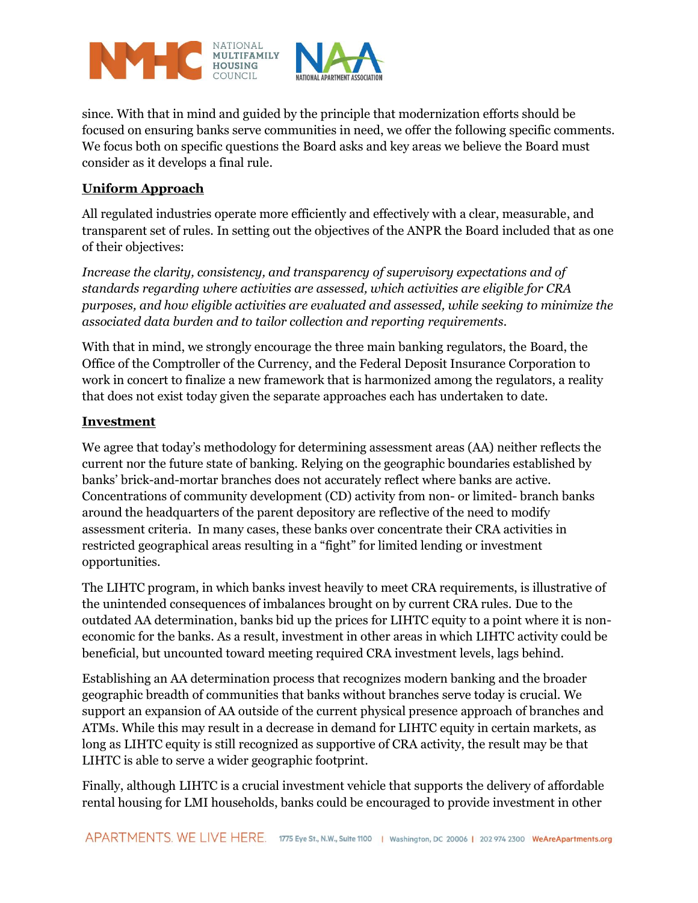since. With that in mind and guided by the principle that modernization efforts should be focused on ensuring banks serve communities in need, we offer the following specific comments. We focus both on specific questions the Board asks and key areas we believe the Board must consider as it develops a final rule.

**Uniform Approach**

All regulated industries operate more efficiently and effectively with a clear, measurable, and transparent set of rules. In setting out the objectives of the ANPR the Board included that as one of their objectives:

*Increase the clarity, consistency, and transparency of supervisory expectations and of standards regarding where activities are assessed, which activities are eligible for CRA purposes, and how eligible activities are evaluated and assessed, while seeking to minimize the associated data burden and to tailor collection and reporting requirements.*

With that in mind, we strongly encourage the three main banking regulators, the Board, the Office of the Comptroller of the Currency, and the Federal Deposit Insurance Corporation to work in concert to finalize a new framework that is harmonized among the regulators, a reality that does not exist today given the separate approaches each has undertaken to date.

**Investment**

We agree that today's methodology for determining assessment areas (AA) neither reflects the current nor the future state of banking. Relying on the geographic boundaries established by banks' brick-and-mortar branches does not accurately reflect where banks are active. Concentrations of community development (CD) activity from non- or limited- branch banks around the headquarters of the parent depository are reflective of the need to modify assessment criteria. In many cases, these banks over concentrate their CRA activities in restricted geographical areas resulting in a "fight" for limited lending or investment opportunities.

The LIHTC program, in which banks invest heavily to meet CRA requirements, is illustrative of the unintended consequences of imbalances brought on by current CRA rules. Due to the outdated AA determination, banks bid up the prices for LIHTC equity to a point where it is non-economic for the banks. As a result, investment in other areas in which LIHTC activity could be beneficial, but uncounted toward meeting required CRA investment levels, lags behind.

Establishing an AA determination process that recognizes modern banking and the broader geographic breadth of communities that banks without branches serve today is crucial. We support an expansion of AA outside of the current physical presence approach of branches and ATMs. While this may result in a decrease in demand for LIHTC equity in certain markets, as long as LIHTC equity is still recognized as supportive of CRA activity, the result may be that LIHTC is able to serve a wider geographic footprint.

Finally, although LIHTC is a crucial investment vehicle that supports the delivery of affordable rental housing for LMI households, banks could be encouraged to provide investment in other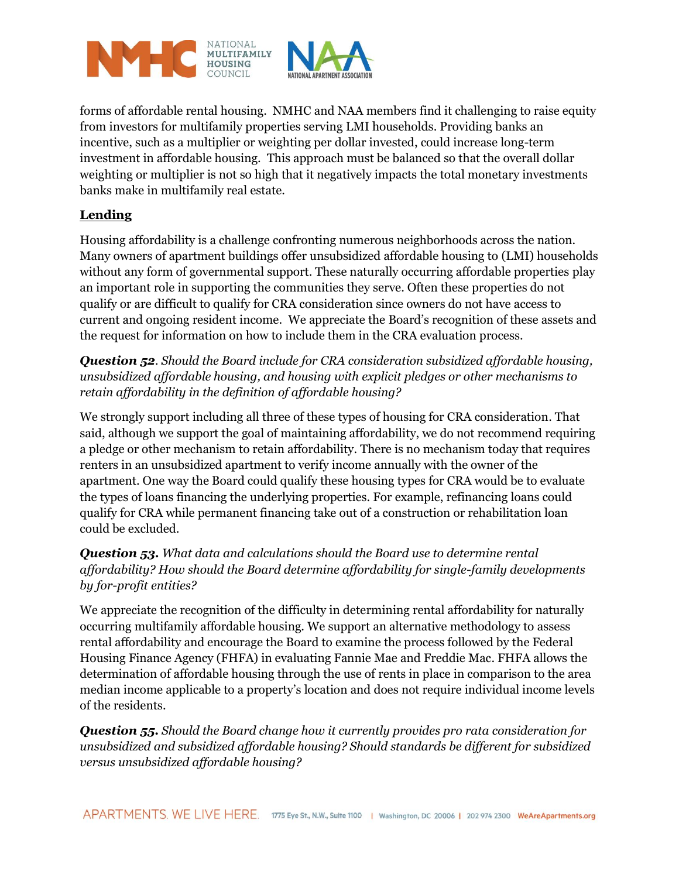forms of affordable rental housing. NMHC and NAA members find it challenging to raise equity from investors for multifamily properties serving LMI households. Providing banks an incentive, such as a multiplier or weighting per dollar invested, could increase long-term investment in affordable housing. This approach must be balanced so that the overall dollar weighting or multiplier is not so high that it negatively impacts the total monetary investments banks make in multifamily real estate.

**Lending**

Housing affordability is a challenge confronting numerous neighborhoods across the nation. Many owners of apartment buildings offer unsubsidized affordable housing to (LMI) households without any form of governmental support. These naturally occurring affordable properties play an important role in supporting the communities they serve. Often these properties do not qualify or are difficult to qualify for CRA consideration since owners do not have access to current and ongoing resident income. We appreciate the Board's recognition of these assets and the request for information on how to include them in the CRA evaluation process.

***Question 52**. Should the Board include for CRA consideration subsidized affordable housing, unsubsidized affordable housing, and housing with explicit pledges or other mechanisms to retain affordability in the definition of affordable housing?*

We strongly support including all three of these types of housing for CRA consideration. That said, although we support the goal of maintaining affordability, we do not recommend requiring a pledge or other mechanism to retain affordability. There is no mechanism today that requires renters in an unsubsidized apartment to verify income annually with the owner of the apartment. One way the Board could qualify these housing types for CRA would be to evaluate the types of loans financing the underlying properties. For example, refinancing loans could qualify for CRA while permanent financing take out of a construction or rehabilitation loan could be excluded.

***Question 53.** What data and calculations should the Board use to determine rental affordability? How should the Board determine affordability for single-family developments by for-profit entities?*

We appreciate the recognition of the difficulty in determining rental affordability for naturally occurring multifamily affordable housing. We support an alternative methodology to assess rental affordability and encourage the Board to examine the process followed by the Federal Housing Finance Agency (FHFA) in evaluating Fannie Mae and Freddie Mac. FHFA allows the determination of affordable housing through the use of rents in place in comparison to the area median income applicable to a property's location and does not require individual income levels of the residents.

***Question 55.** Should the Board change how it currently provides pro rata consideration for unsubsidized and subsidized affordable housing? Should standards be different for subsidized versus unsubsidized affordable housing?*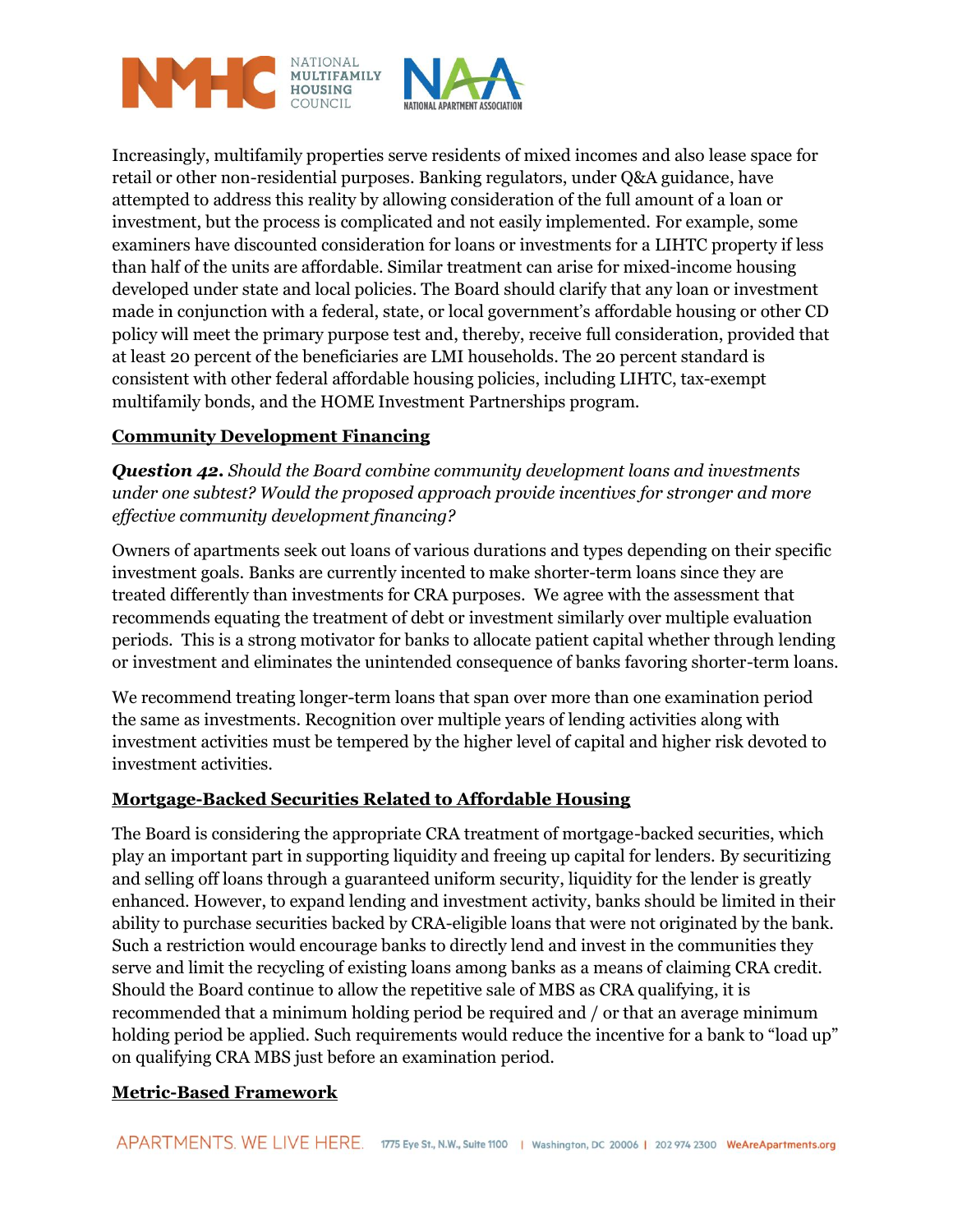Increasingly, multifamily properties serve residents of mixed incomes and also lease space for retail or other non-residential purposes. Banking regulators, under Q&A guidance, have attempted to address this reality by allowing consideration of the full amount of a loan or investment, but the process is complicated and not easily implemented. For example, some examiners have discounted consideration for loans or investments for a LIHTC property if less than half of the units are affordable. Similar treatment can arise for mixed-income housing developed under state and local policies. The Board should clarify that any loan or investment made in conjunction with a federal, state, or local government's affordable housing or other CD policy will meet the primary purpose test and, thereby, receive full consideration, provided that at least 20 percent of the beneficiaries are LMI households. The 20 percent standard is consistent with other federal affordable housing policies, including LIHTC, tax-exempt multifamily bonds, and the HOME Investment Partnerships program.

## Community Development Financing

***Question 42.*** *Should the Board combine community development loans and investments under one subtest? Would the proposed approach provide incentives for stronger and more effective community development financing?*

Owners of apartments seek out loans of various durations and types depending on their specific investment goals. Banks are currently incented to make shorter-term loans since they are treated differently than investments for CRA purposes. We agree with the assessment that recommends equating the treatment of debt or investment similarly over multiple evaluation periods. This is a strong motivator for banks to allocate patient capital whether through lending or investment and eliminates the unintended consequence of banks favoring shorter-term loans.

We recommend treating longer-term loans that span over more than one examination period the same as investments. Recognition over multiple years of lending activities along with investment activities must be tempered by the higher level of capital and higher risk devoted to investment activities.

## Mortgage-Backed Securities Related to Affordable Housing

The Board is considering the appropriate CRA treatment of mortgage-backed securities, which play an important part in supporting liquidity and freeing up capital for lenders. By securitizing and selling off loans through a guaranteed uniform security, liquidity for the lender is greatly enhanced. However, to expand lending and investment activity, banks should be limited in their ability to purchase securities backed by CRA-eligible loans that were not originated by the bank. Such a restriction would encourage banks to directly lend and invest in the communities they serve and limit the recycling of existing loans among banks as a means of claiming CRA credit. Should the Board continue to allow the repetitive sale of MBS as CRA qualifying, it is recommended that a minimum holding period be required and / or that an average minimum holding period be applied. Such requirements would reduce the incentive for a bank to "load up" on qualifying CRA MBS just before an examination period.

## Metric-Based Framework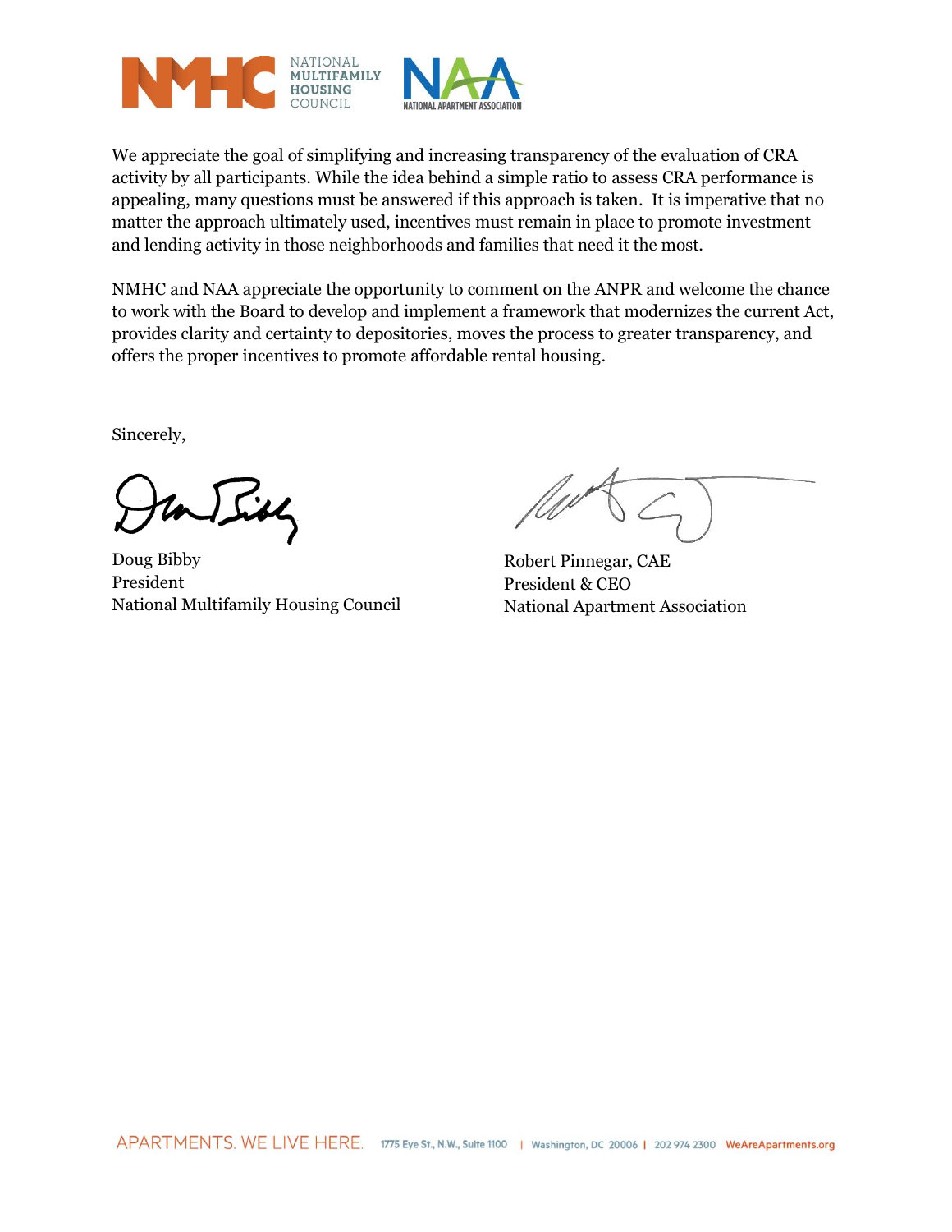We appreciate the goal of simplifying and increasing transparency of the evaluation of CRA activity by all participants. While the idea behind a simple ratio to assess CRA performance is appealing, many questions must be answered if this approach is taken. It is imperative that no matter the approach ultimately used, incentives must remain in place to promote investment and lending activity in those neighborhoods and families that need it the most.

NMHC and NAA appreciate the opportunity to comment on the ANPR and welcome the chance to work with the Board to develop and implement a framework that modernizes the current Act, provides clarity and certainty to depositories, moves the process to greater transparency, and offers the proper incentives to promote affordable rental housing.

Sincerely,

Doug Bibby
President
National Multifamily Housing Council

Robert Pinnegar, CAE
President & CEO
National Apartment Association